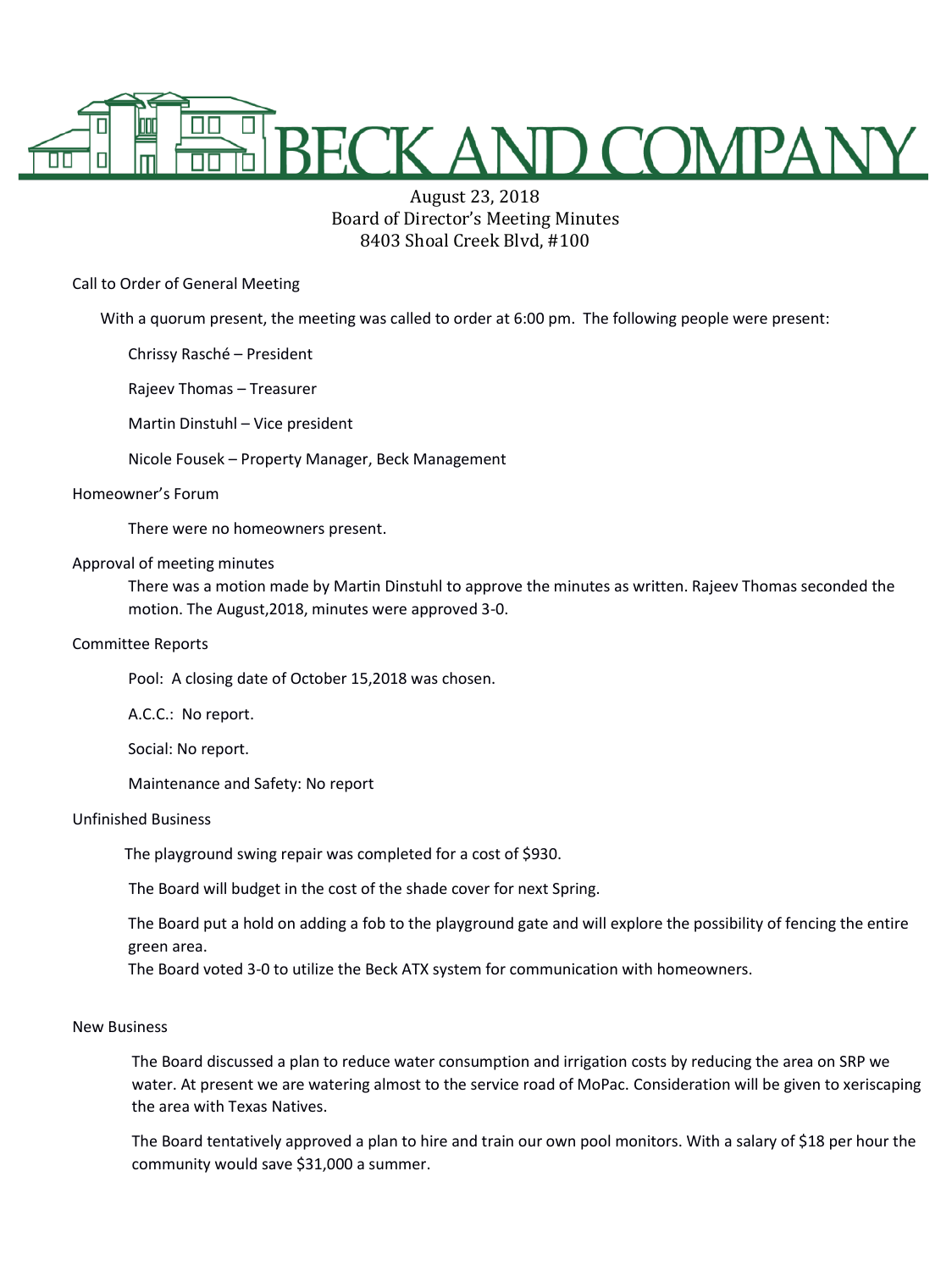# BECK AND COMPANY

August 23, 2018
Board of Director's Meeting Minutes
8403 Shoal Creek Blvd, #100

Call to Order of General Meeting

With a quorum present, the meeting was called to order at 6:00 pm. The following people were present:

Chrissy Rasché – President

Rajeev Thomas – Treasurer

Martin Dinstuhl – Vice president

Nicole Fousek – Property Manager, Beck Management

Homeowner's Forum

There were no homeowners present.

Approval of meeting minutes

There was a motion made by Martin Dinstuhl to approve the minutes as written. Rajeev Thomas seconded the motion. The August,2018, minutes were approved 3-0.

Committee Reports

Pool: A closing date of October 15,2018 was chosen.

A.C.C.: No report.

Social: No report.

Maintenance and Safety: No report

Unfinished Business

The playground swing repair was completed for a cost of $930.

The Board will budget in the cost of the shade cover for next Spring.

The Board put a hold on adding a fob to the playground gate and will explore the possibility of fencing the entire green area.

The Board voted 3-0 to utilize the Beck ATX system for communication with homeowners.

New Business

The Board discussed a plan to reduce water consumption and irrigation costs by reducing the area on SRP we water. At present we are watering almost to the service road of MoPac. Consideration will be given to xeriscaping the area with Texas Natives.

The Board tentatively approved a plan to hire and train our own pool monitors. With a salary of $18 per hour the community would save $31,000 a summer.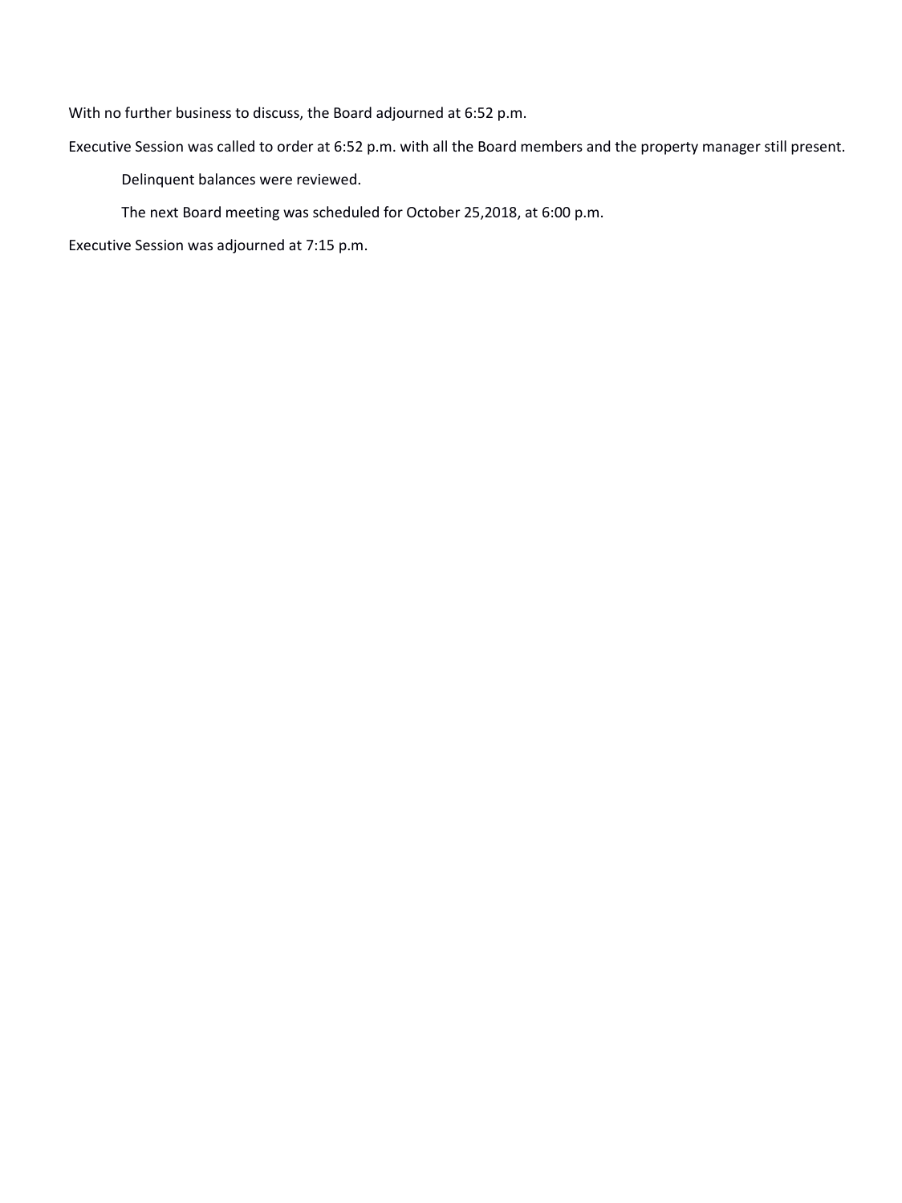With no further business to discuss, the Board adjourned at 6:52 p.m.

Executive Session was called to order at 6:52 p.m. with all the Board members and the property manager still present.

Delinquent balances were reviewed.

The next Board meeting was scheduled for October 25,2018, at 6:00 p.m.

Executive Session was adjourned at 7:15 p.m.